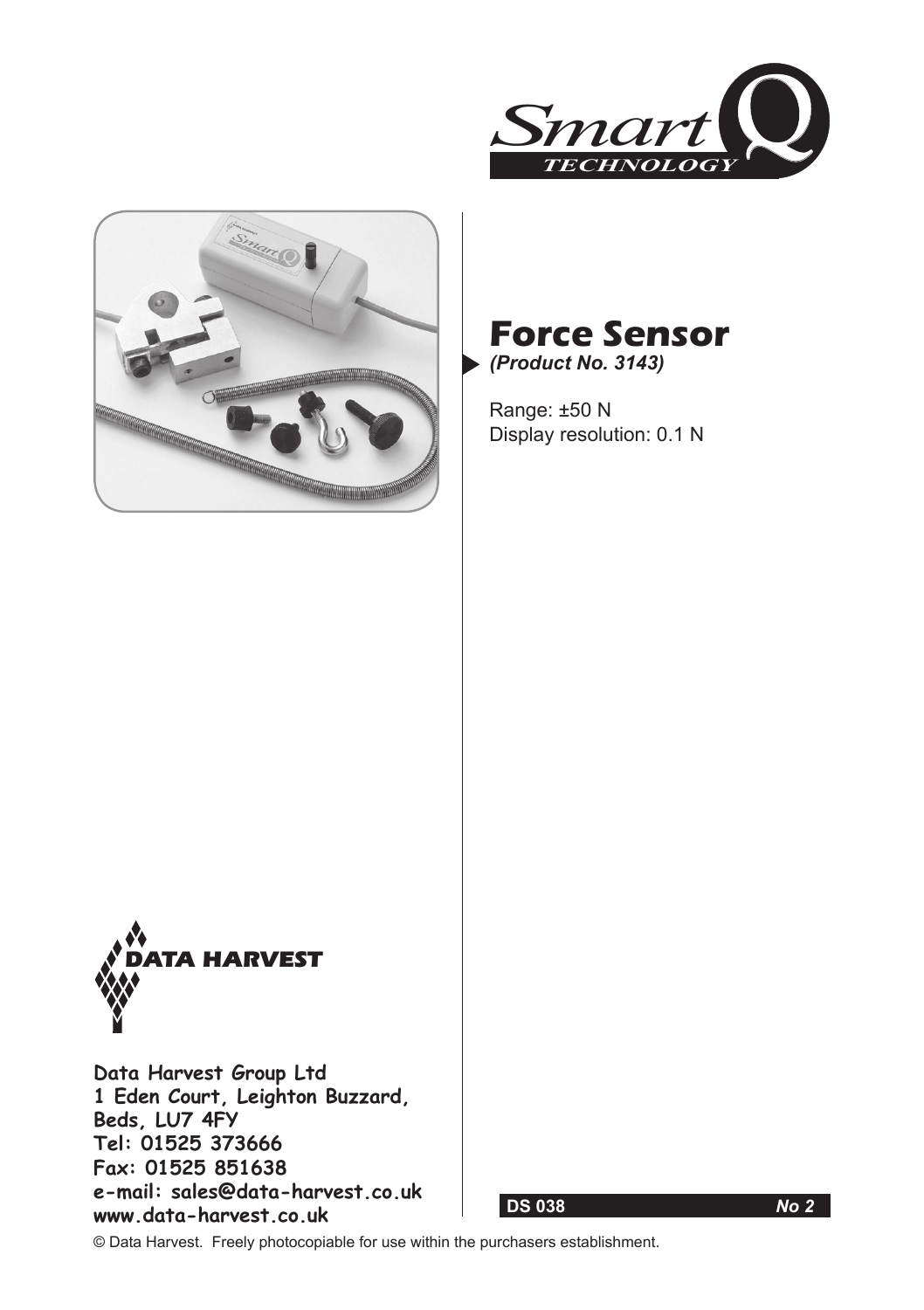Smart Q TECHNOLOGY

# Force Sensor

*(Product No. 3143)*

Range: ±50 N
Display resolution: 0.1 N

DATA HARVEST

**Data Harvest Group Ltd**
**1 Eden Court, Leighton Buzzard,**
**Beds, LU7 4FY**
**Tel: 01525 373666**
**Fax: 01525 851638**
**e-mail: sales@data-harvest.co.uk**
**www.data-harvest.co.uk**

**DS 038** ***No 2***

© Data Harvest. Freely photocopiable for use within the purchasers establishment.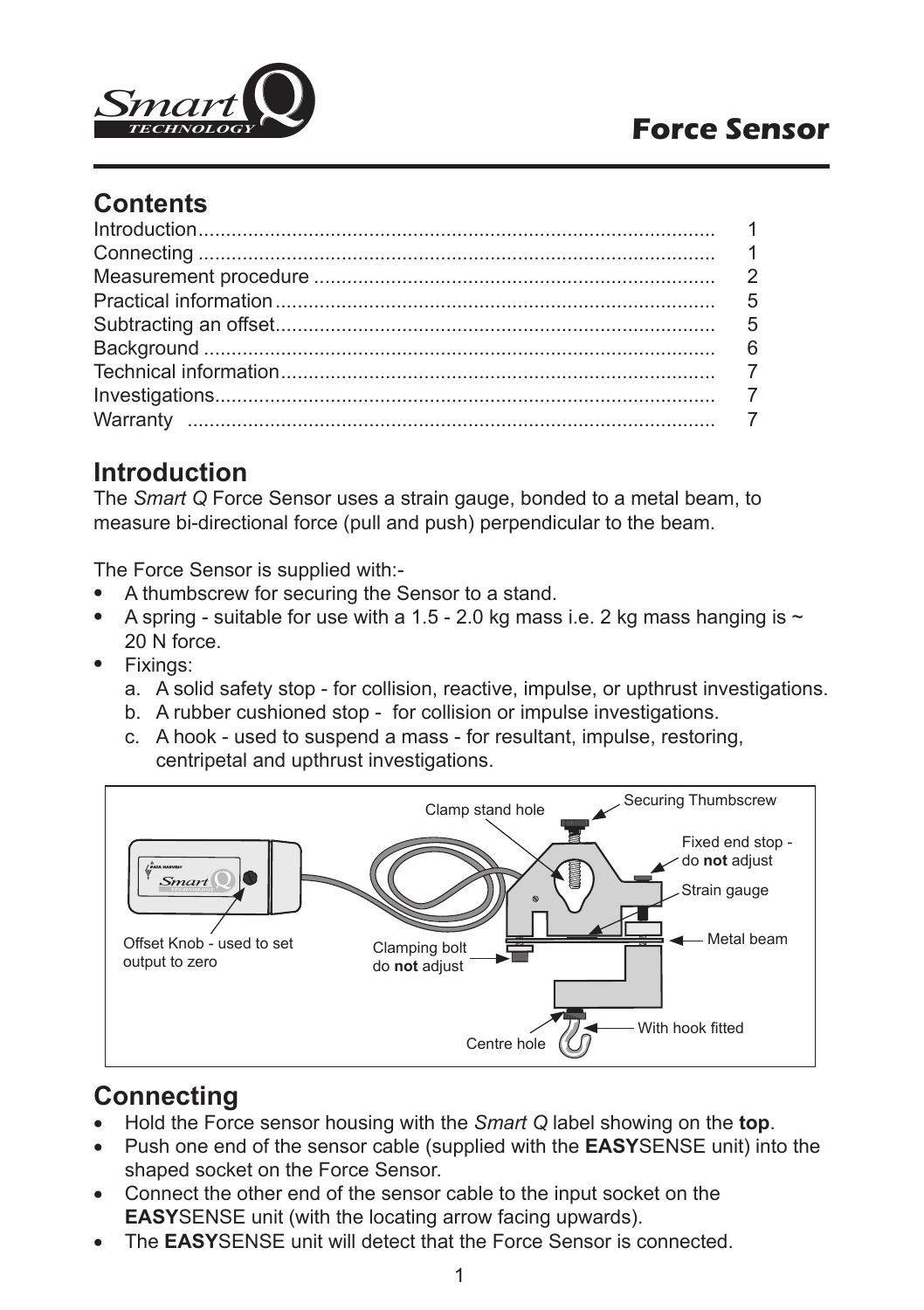# Force Sensor

## Contents

| | |
|---|---|
| Introduction | 1 |
| Connecting | 1 |
| Measurement procedure | 2 |
| Practical information | 5 |
| Subtracting an offset | 5 |
| Background | 6 |
| Technical information | 7 |
| Investigations | 7 |
| Warranty | 7 |

## Introduction

The *Smart Q* Force Sensor uses a strain gauge, bonded to a metal beam, to measure bi-directional force (pull and push) perpendicular to the beam.

The Force Sensor is supplied with:-

- A thumbscrew for securing the Sensor to a stand.
- A spring - suitable for use with a 1.5 - 2.0 kg mass i.e. 2 kg mass hanging is ~ 20 N force.
- Fixings:
  a. A solid safety stop - for collision, reactive, impulse, or upthrust investigations.
  b. A rubber cushioned stop - for collision or impulse investigations.
  c. A hook - used to suspend a mass - for resultant, impulse, restoring, centripetal and upthrust investigations.

Clamp stand hole
Securing Thumbscrew
Fixed end stop - do **not** adjust
Strain gauge
Metal beam
Offset Knob - used to set output to zero
Clamping bolt do **not** adjust
Centre hole
With hook fitted

## Connecting

- Hold the Force sensor housing with the *Smart Q* label showing on the **top**.
- Push one end of the sensor cable (supplied with the **EASY**SENSE unit) into the shaped socket on the Force Sensor.
- Connect the other end of the sensor cable to the input socket on the **EASY**SENSE unit (with the locating arrow facing upwards).
- The **EASY**SENSE unit will detect that the Force Sensor is connected.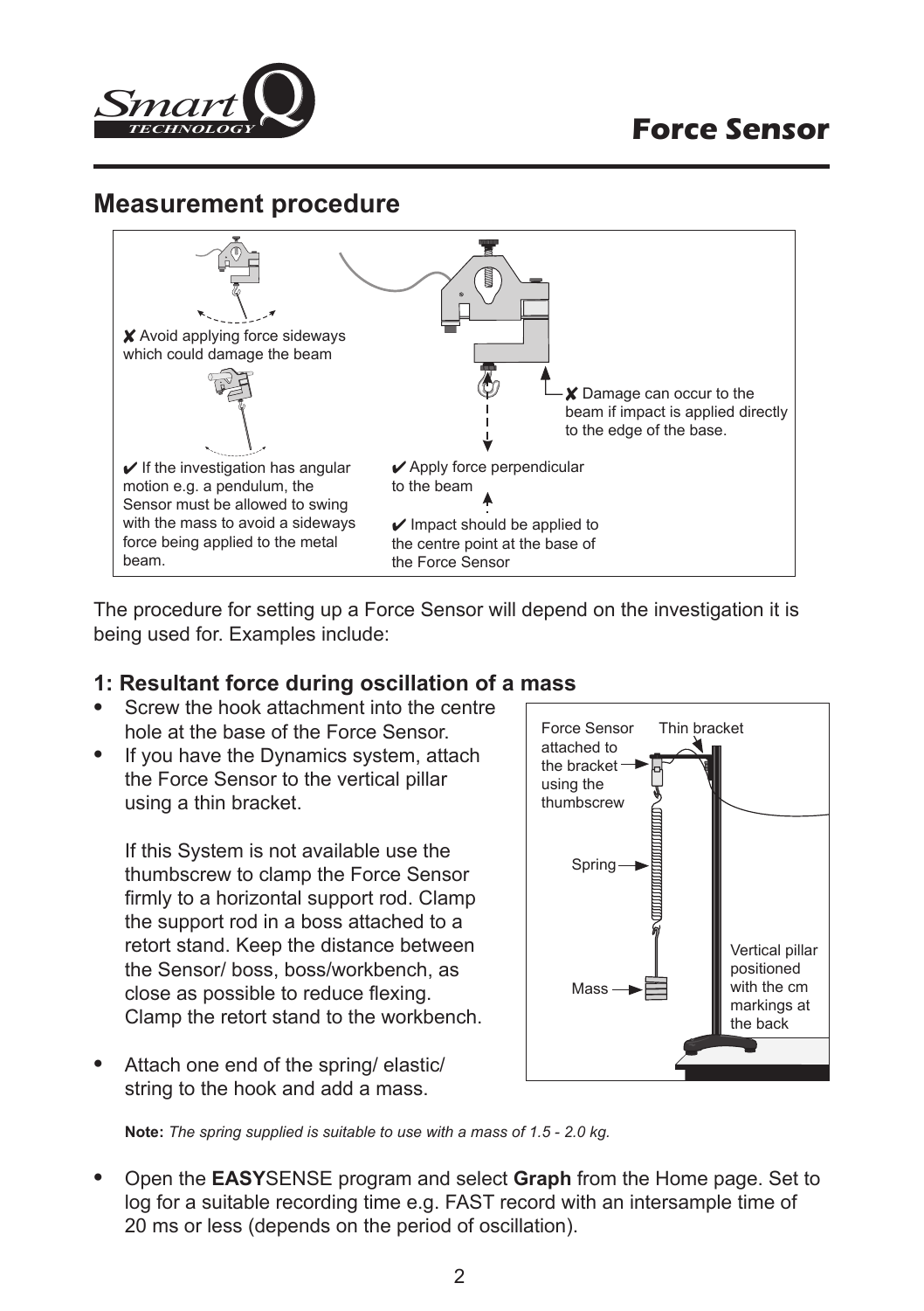## Measurement procedure

✘ Avoid applying force sideways which could damage the beam

✔ If the investigation has angular motion e.g. a pendulum, the Sensor must be allowed to swing with the mass to avoid a sideways force being applied to the metal beam.

✘ Damage can occur to the beam if impact is applied directly to the edge of the base.

✔ Apply force perpendicular to the beam

✔ Impact should be applied to the centre point at the base of the Force Sensor

The procedure for setting up a Force Sensor will depend on the investigation it is being used for. Examples include:

### 1: Resultant force during oscillation of a mass

- Screw the hook attachment into the centre hole at the base of the Force Sensor.
- If you have the Dynamics system, attach the Force Sensor to the vertical pillar using a thin bracket.

  If this System is not available use the thumbscrew to clamp the Force Sensor firmly to a horizontal support rod. Clamp the support rod in a boss attached to a retort stand. Keep the distance between the Sensor/ boss, boss/workbench, as close as possible to reduce flexing. Clamp the retort stand to the workbench.

- Attach one end of the spring/ elastic/ string to the hook and add a mass.

Force Sensor attached to the bracket using the thumbscrew | Thin bracket | Spring | Mass | Vertical pillar positioned with the cm markings at the back

**Note:** *The spring supplied is suitable to use with a mass of 1.5 - 2.0 kg.*

- Open the **EASY**SENSE program and select **Graph** from the Home page. Set to log for a suitable recording time e.g. FAST record with an intersample time of 20 ms or less (depends on the period of oscillation).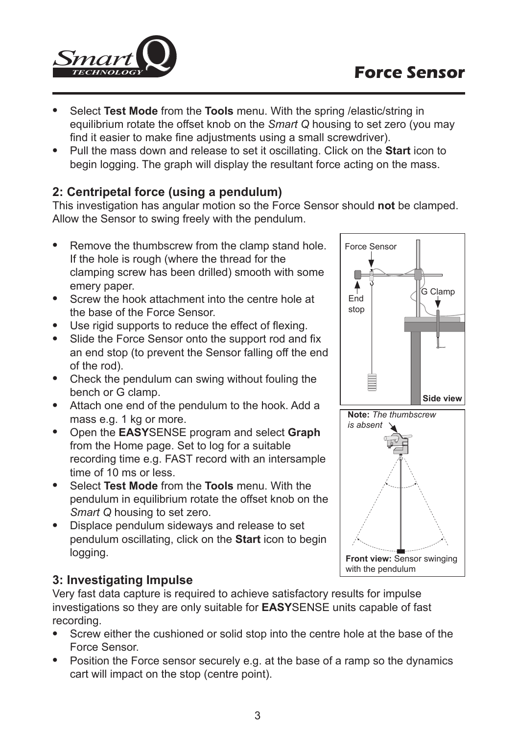- Select **Test Mode** from the **Tools** menu. With the spring /elastic/string in equilibrium rotate the offset knob on the *Smart Q* housing to set zero (you may find it easier to make fine adjustments using a small screwdriver).
- Pull the mass down and release to set it oscillating. Click on the **Start** icon to begin logging. The graph will display the resultant force acting on the mass.

### 2: Centripetal force (using a pendulum)

This investigation has angular motion so the Force Sensor should **not** be clamped. Allow the Sensor to swing freely with the pendulum.

- Remove the thumbscrew from the clamp stand hole. If the hole is rough (where the thread for the clamping screw has been drilled) smooth with some emery paper.
- Screw the hook attachment into the centre hole at the base of the Force Sensor.
- Use rigid supports to reduce the effect of flexing.
- Slide the Force Sensor onto the support rod and fix an end stop (to prevent the Sensor falling off the end of the rod).
- Check the pendulum can swing without fouling the bench or G clamp.
- Attach one end of the pendulum to the hook. Add a mass e.g. 1 kg or more.
- Open the **EASY**SENSE program and select **Graph** from the Home page. Set to log for a suitable recording time e.g. FAST record with an intersample time of 10 ms or less.
- Select **Test Mode** from the **Tools** menu. With the pendulum in equilibrium rotate the offset knob on the *Smart Q* housing to set zero.
- Displace pendulum sideways and release to set pendulum oscillating, click on the **Start** icon to begin logging.

Force Sensor, End stop, G Clamp — **Side view**

**Note:** *The thumbscrew is absent*

**Front view:** Sensor swinging with the pendulum

### 3: Investigating Impulse

Very fast data capture is required to achieve satisfactory results for impulse investigations so they are only suitable for **EASY**SENSE units capable of fast recording.

- Screw either the cushioned or solid stop into the centre hole at the base of the Force Sensor.
- Position the Force sensor securely e.g. at the base of a ramp so the dynamics cart will impact on the stop (centre point).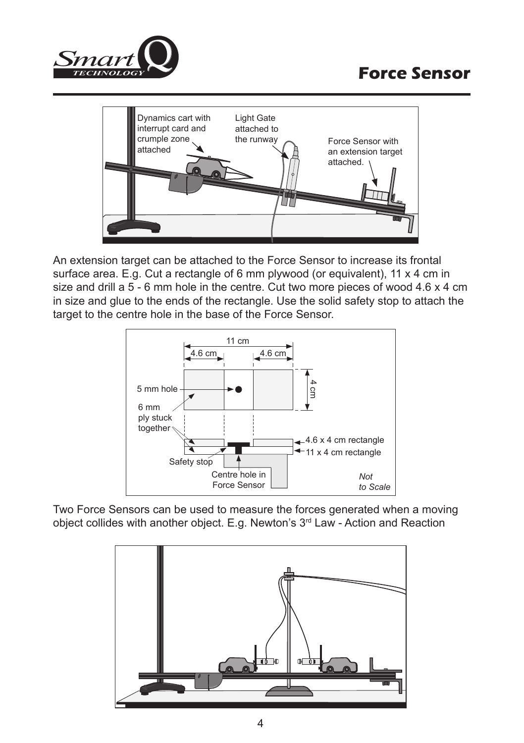# Force Sensor

Dynamics cart with interrupt card and crumple zone attached

Light Gate attached to the runway

Force Sensor with an extension target attached.

An extension target can be attached to the Force Sensor to increase its frontal surface area. E.g. Cut a rectangle of 6 mm plywood (or equivalent), 11 x 4 cm in size and drill a 5 - 6 mm hole in the centre. Cut two more pieces of wood 4.6 x 4 cm in size and glue to the ends of the rectangle. Use the solid safety stop to attach the target to the centre hole in the base of the Force Sensor.

11 cm

4.6 cm

4.6 cm

4 cm

5 mm hole

6 mm ply stuck together

4.6 x 4 cm rectangle

11 x 4 cm rectangle

Safety stop

Centre hole in Force Sensor

*Not to Scale*

Two Force Sensors can be used to measure the forces generated when a moving object collides with another object. E.g. Newton's 3rd Law - Action and Reaction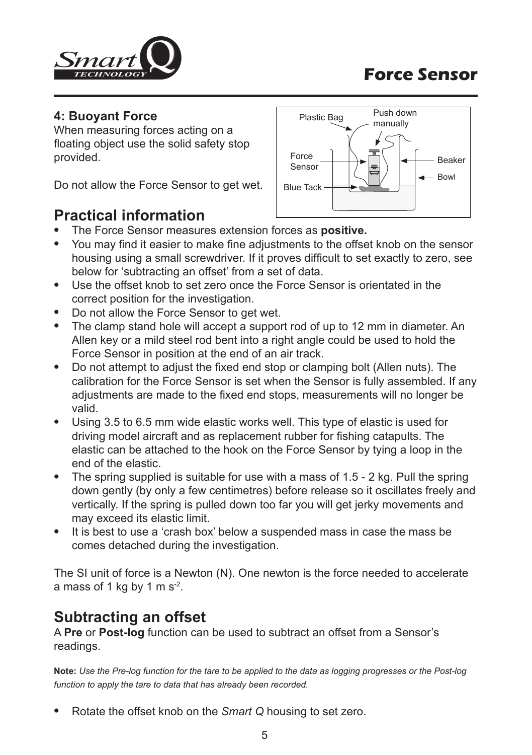### 4: Buoyant Force

When measuring forces acting on a floating object use the solid safety stop provided.

Do not allow the Force Sensor to get wet.

## Practical information

- The Force Sensor measures extension forces as **positive.**
- You may find it easier to make fine adjustments to the offset knob on the sensor housing using a small screwdriver. If it proves difficult to set exactly to zero, see below for 'subtracting an offset' from a set of data.
- Use the offset knob to set zero once the Force Sensor is orientated in the correct position for the investigation.
- Do not allow the Force Sensor to get wet.
- The clamp stand hole will accept a support rod of up to 12 mm in diameter. An Allen key or a mild steel rod bent into a right angle could be used to hold the Force Sensor in position at the end of an air track.
- Do not attempt to adjust the fixed end stop or clamping bolt (Allen nuts). The calibration for the Force Sensor is set when the Sensor is fully assembled. If any adjustments are made to the fixed end stops, measurements will no longer be valid.
- Using 3.5 to 6.5 mm wide elastic works well. This type of elastic is used for driving model aircraft and as replacement rubber for fishing catapults. The elastic can be attached to the hook on the Force Sensor by tying a loop in the end of the elastic.
- The spring supplied is suitable for use with a mass of 1.5 - 2 kg. Pull the spring down gently (by only a few centimetres) before release so it oscillates freely and vertically. If the spring is pulled down too far you will get jerky movements and may exceed its elastic limit.
- It is best to use a 'crash box' below a suspended mass in case the mass be comes detached during the investigation.

The SI unit of force is a Newton (N). One newton is the force needed to accelerate a mass of 1 kg by 1 m $s^{-2}$.

## Subtracting an offset

A **Pre** or **Post-log** function can be used to subtract an offset from a Sensor's readings.

**Note:** *Use the Pre-log function for the tare to be applied to the data as logging progresses or the Post-log function to apply the tare to data that has already been recorded.*

- Rotate the offset knob on the *Smart Q* housing to set zero.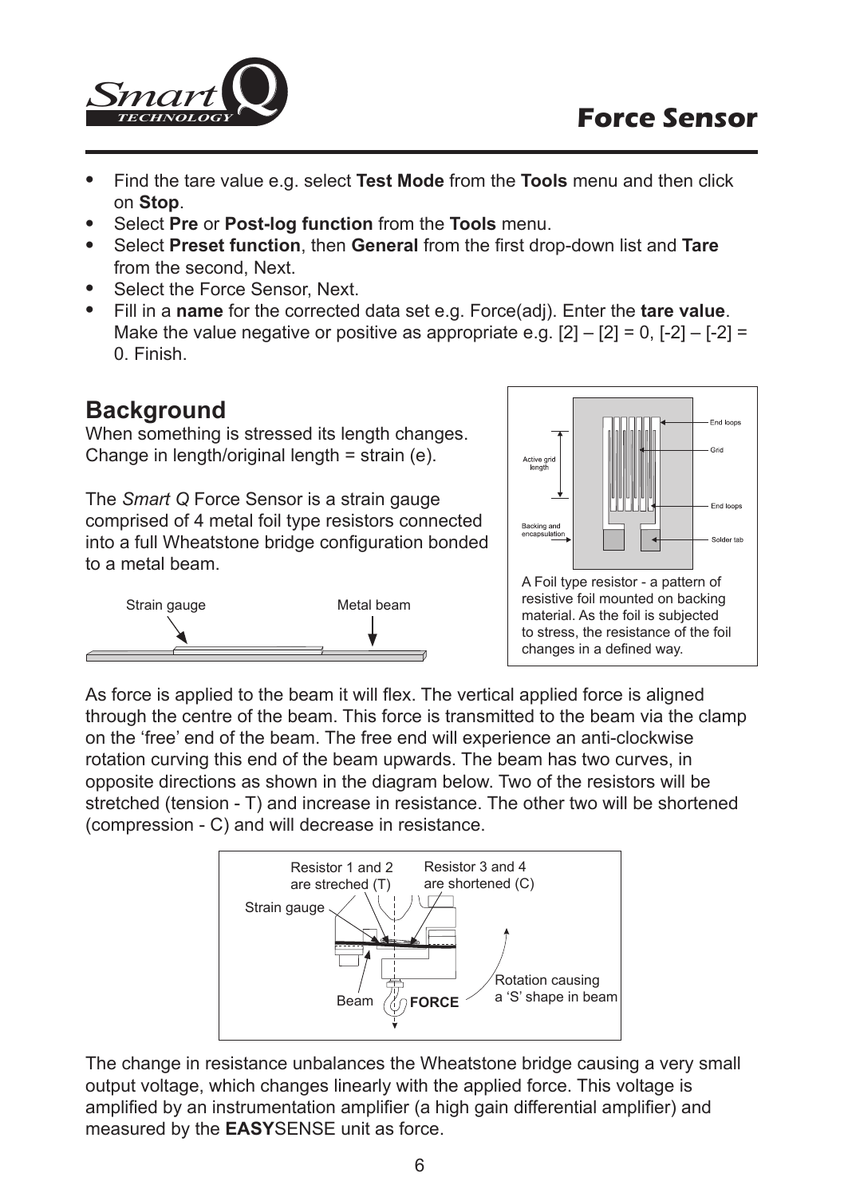- Find the tare value e.g. select **Test Mode** from the **Tools** menu and then click on **Stop**.
- Select **Pre** or **Post-log function** from the **Tools** menu.
- Select **Preset function**, then **General** from the first drop-down list and **Tare** from the second, Next.
- Select the Force Sensor, Next.
- Fill in a **name** for the corrected data set e.g. Force(adj). Enter the **tare value**. Make the value negative or positive as appropriate e.g. [2] – [2] = 0, [-2] – [-2] = 0. Finish.

## Background

When something is stressed its length changes. Change in length/original length = strain (e).

The *Smart Q* Force Sensor is a strain gauge comprised of 4 metal foil type resistors connected into a full Wheatstone bridge configuration bonded to a metal beam.

Strain gauge — Metal beam

A Foil type resistor - a pattern of resistive foil mounted on backing material. As the foil is subjected to stress, the resistance of the foil changes in a defined way.

As force is applied to the beam it will flex. The vertical applied force is aligned through the centre of the beam. This force is transmitted to the beam via the clamp on the 'free' end of the beam. The free end will experience an anti-clockwise rotation curving this end of the beam upwards. The beam has two curves, in opposite directions as shown in the diagram below. Two of the resistors will be stretched (tension - T) and increase in resistance. The other two will be shortened (compression - C) and will decrease in resistance.

The change in resistance unbalances the Wheatstone bridge causing a very small output voltage, which changes linearly with the applied force. This voltage is amplified by an instrumentation amplifier (a high gain differential amplifier) and measured by the **EASY**SENSE unit as force.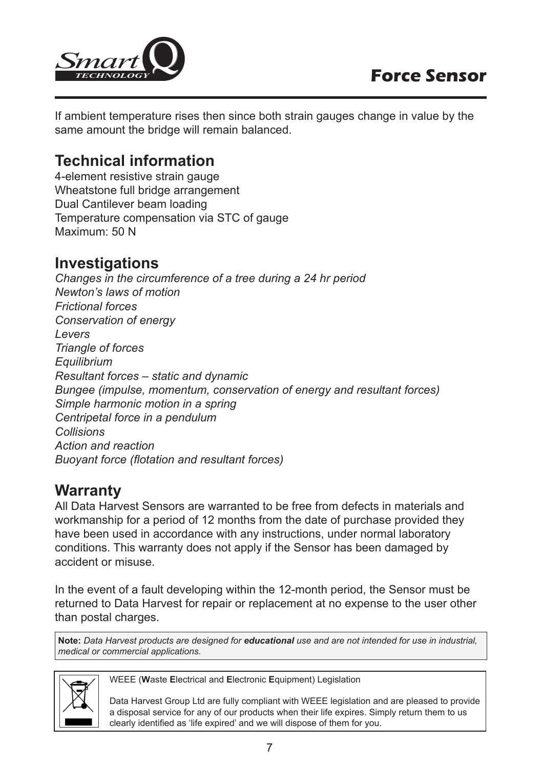If ambient temperature rises then since both strain gauges change in value by the same amount the bridge will remain balanced.

## Technical information

4-element resistive strain gauge
Wheatstone full bridge arrangement
Dual Cantilever beam loading
Temperature compensation via STC of gauge
Maximum: 50 N

## Investigations

*Changes in the circumference of a tree during a 24 hr period*
*Newton's laws of motion*
*Frictional forces*
*Conservation of energy*
*Levers*
*Triangle of forces*
*Equilibrium*
*Resultant forces – static and dynamic*
*Bungee (impulse, momentum, conservation of energy and resultant forces)*
*Simple harmonic motion in a spring*
*Centripetal force in a pendulum*
*Collisions*
*Action and reaction*
*Buoyant force (flotation and resultant forces)*

## Warranty

All Data Harvest Sensors are warranted to be free from defects in materials and workmanship for a period of 12 months from the date of purchase provided they have been used in accordance with any instructions, under normal laboratory conditions. This warranty does not apply if the Sensor has been damaged by accident or misuse.

In the event of a fault developing within the 12-month period, the Sensor must be returned to Data Harvest for repair or replacement at no expense to the user other than postal charges.

**Note:** *Data Harvest products are designed for* ***educational*** *use and are not intended for use in industrial, medical or commercial applications.*

WEEE (**W**aste **E**lectrical and **E**lectronic **E**quipment) Legislation

Data Harvest Group Ltd are fully compliant with WEEE legislation and are pleased to provide a disposal service for any of our products when their life expires. Simply return them to us clearly identified as 'life expired' and we will dispose of them for you.